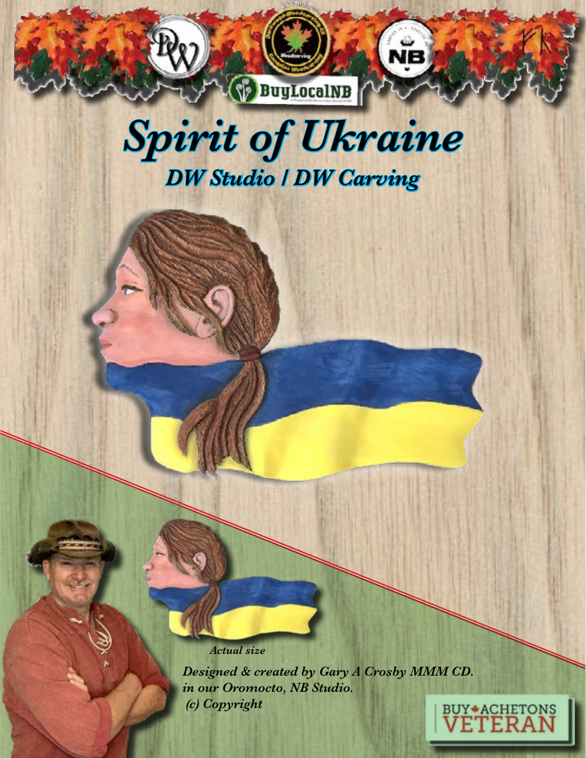# Spirit of Ukraine

## DW Studio / DW Carving

*Actual size*

*Designed & created by Gary A Crosby MMM CD. in our Oromocto, NB Studio. (c) Copyright*

BUY ACHETONS VETERAN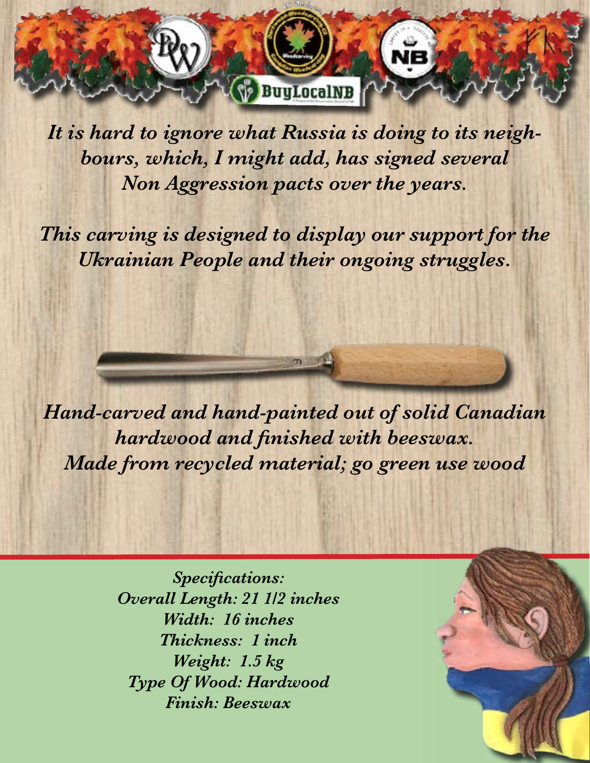*It is hard to ignore what Russia is doing to its neighbours, which, I might add, has signed several Non Aggression pacts over the years.*

*This carving is designed to display our support for the Ukrainian People and their ongoing struggles.*

*Hand-carved and hand-painted out of solid Canadian hardwood and finished with beeswax.*
*Made from recycled material; go green use wood*

*Specifications:*
*Overall Length: 21 1/2 inches*
*Width: 16 inches*
*Thickness: 1 inch*
*Weight: 1.5 kg*
*Type Of Wood: Hardwood*
*Finish: Beeswax*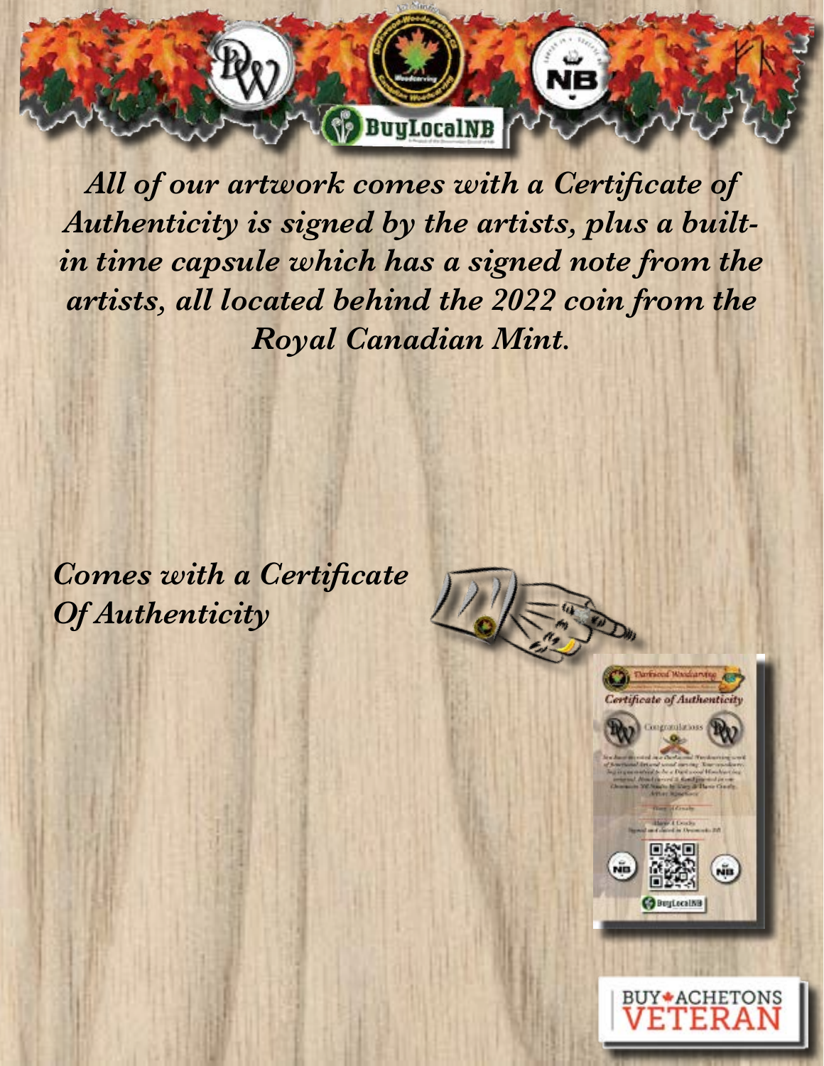*All of our artwork comes with a Certificate of Authenticity is signed by the artists, plus a built-in time capsule which has a signed note from the artists, all located behind the 2022 coin from the Royal Canadian Mint.*

*Comes with a Certificate Of Authenticity*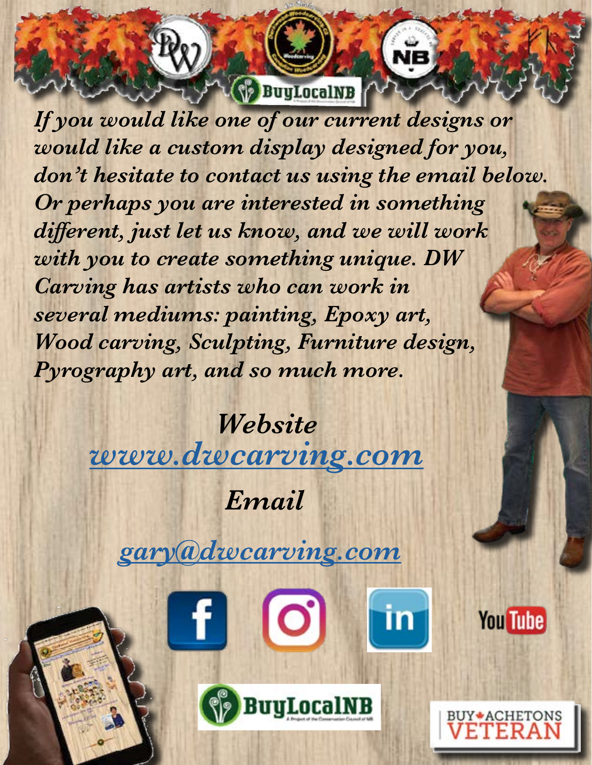*If you would like one of our current designs or would like a custom display designed for you, don't hesitate to contact us using the email below. Or perhaps you are interested in something different, just let us know, and we will work with you to create something unique. DW Carving has artists who can work in several mediums: painting, Epoxy art, Wood carving, Sculpting, Furniture design, Pyrography art, and so much more.*

## *Website*

## *[www.dwcarving.com](http://www.dwcarving.com)*

## *Email*

## *[gary@dwcarving.com](mailto:gary@dwcarving.com)*